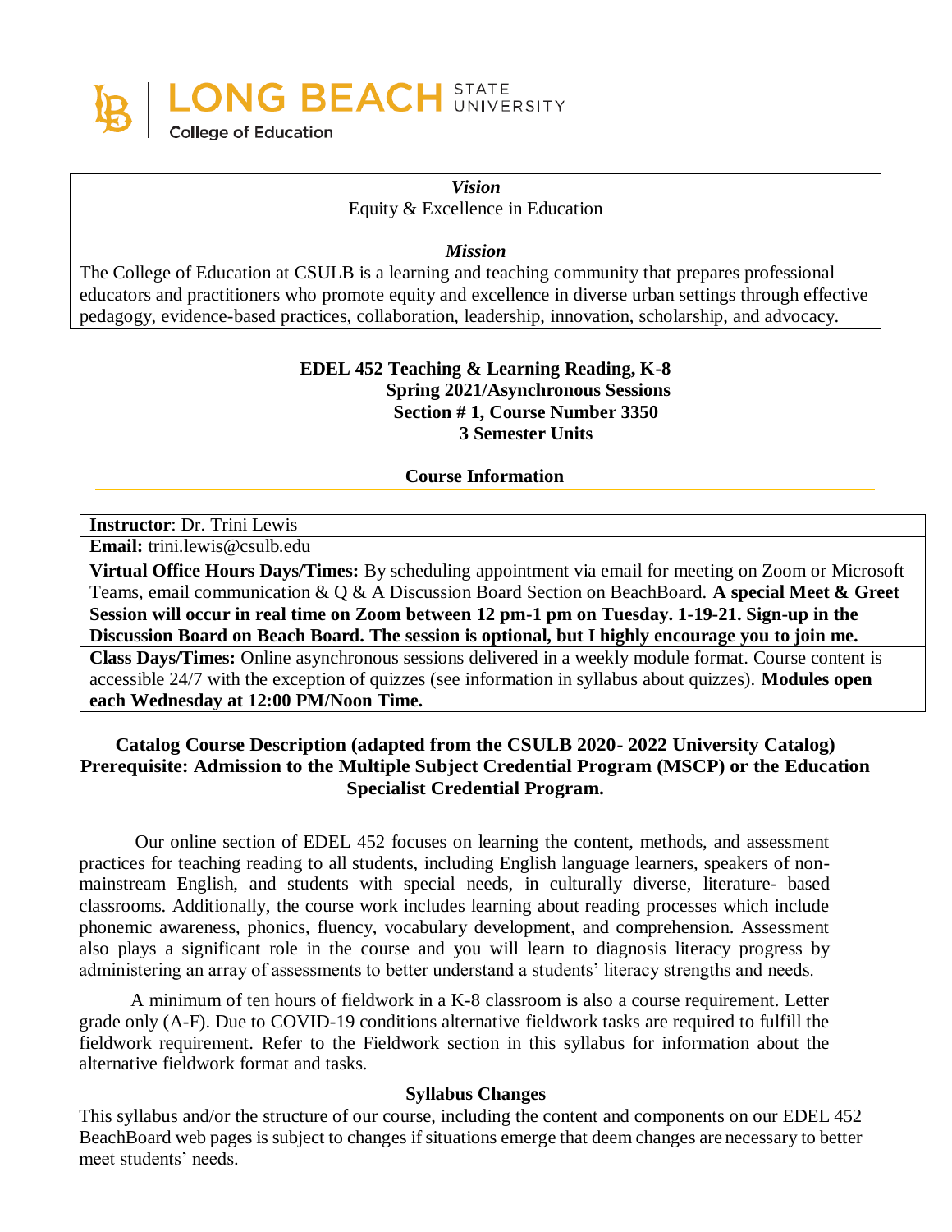LONG BEACH STATE UNIVERSITY
College of Education

*Vision*
Equity & Excellence in Education

*Mission*
The College of Education at CSULB is a learning and teaching community that prepares professional educators and practitioners who promote equity and excellence in diverse urban settings through effective pedagogy, evidence-based practices, collaboration, leadership, innovation, scholarship, and advocacy.

**EDEL 452 Teaching & Learning Reading, K-8**
**Spring 2021/Asynchronous Sessions**
**Section # 1, Course Number 3350**
**3 Semester Units**

## Course Information

**Instructor**: Dr. Trini Lewis

**Email:** trini.lewis@csulb.edu

**Virtual Office Hours Days/Times:** By scheduling appointment via email for meeting on Zoom or Microsoft Teams, email communication & Q & A Discussion Board Section on BeachBoard. **A special Meet & Greet Session will occur in real time on Zoom between 12 pm-1 pm on Tuesday. 1-19-21. Sign-up in the Discussion Board on Beach Board. The session is optional, but I highly encourage you to join me.**

**Class Days/Times:** Online asynchronous sessions delivered in a weekly module format. Course content is accessible 24/7 with the exception of quizzes (see information in syllabus about quizzes). **Modules open each Wednesday at 12:00 PM/Noon Time.**

## Catalog Course Description (adapted from the CSULB 2020- 2022 University Catalog) Prerequisite: Admission to the Multiple Subject Credential Program (MSCP) or the Education Specialist Credential Program.

Our online section of EDEL 452 focuses on learning the content, methods, and assessment practices for teaching reading to all students, including English language learners, speakers of non-mainstream English, and students with special needs, in culturally diverse, literature- based classrooms. Additionally, the course work includes learning about reading processes which include phonemic awareness, phonics, fluency, vocabulary development, and comprehension. Assessment also plays a significant role in the course and you will learn to diagnosis literacy progress by administering an array of assessments to better understand a students' literacy strengths and needs.

A minimum of ten hours of fieldwork in a K-8 classroom is also a course requirement. Letter grade only (A-F). Due to COVID-19 conditions alternative fieldwork tasks are required to fulfill the fieldwork requirement. Refer to the Fieldwork section in this syllabus for information about the alternative fieldwork format and tasks.

### Syllabus Changes

This syllabus and/or the structure of our course, including the content and components on our EDEL 452 BeachBoard web pages is subject to changes if situations emerge that deem changes are necessary to better meet students' needs.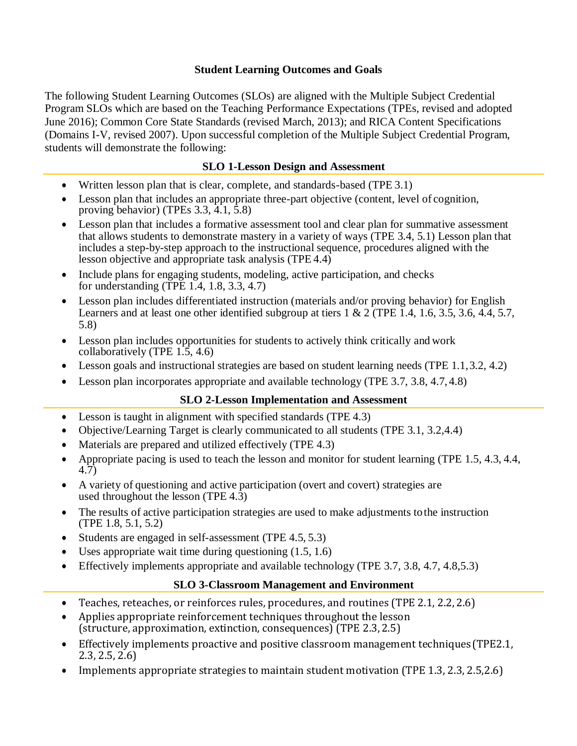## Student Learning Outcomes and Goals

The following Student Learning Outcomes (SLOs) are aligned with the Multiple Subject Credential Program SLOs which are based on the Teaching Performance Expectations (TPEs, revised and adopted June 2016); Common Core State Standards (revised March, 2013); and RICA Content Specifications (Domains I-V, revised 2007). Upon successful completion of the Multiple Subject Credential Program, students will demonstrate the following:

### SLO 1-Lesson Design and Assessment

- Written lesson plan that is clear, complete, and standards-based (TPE 3.1)
- Lesson plan that includes an appropriate three-part objective (content, level of cognition, proving behavior) (TPEs 3.3, 4.1, 5.8)
- Lesson plan that includes a formative assessment tool and clear plan for summative assessment that allows students to demonstrate mastery in a variety of ways (TPE 3.4, 5.1) Lesson plan that includes a step-by-step approach to the instructional sequence, procedures aligned with the lesson objective and appropriate task analysis (TPE 4.4)
- Include plans for engaging students, modeling, active participation, and checks for understanding (TPE 1.4, 1.8, 3.3, 4.7)
- Lesson plan includes differentiated instruction (materials and/or proving behavior) for English Learners and at least one other identified subgroup at tiers 1 & 2 (TPE 1.4, 1.6, 3.5, 3.6, 4.4, 5.7, 5.8)
- Lesson plan includes opportunities for students to actively think critically and work collaboratively (TPE 1.5, 4.6)
- Lesson goals and instructional strategies are based on student learning needs (TPE 1.1, 3.2, 4.2)
- Lesson plan incorporates appropriate and available technology (TPE 3.7, 3.8, 4.7, 4.8)

### SLO 2-Lesson Implementation and Assessment

- Lesson is taught in alignment with specified standards (TPE 4.3)
- Objective/Learning Target is clearly communicated to all students (TPE 3.1, 3.2,4.4)
- Materials are prepared and utilized effectively (TPE 4.3)
- Appropriate pacing is used to teach the lesson and monitor for student learning (TPE 1.5, 4.3, 4.4, 4.7)
- A variety of questioning and active participation (overt and covert) strategies are used throughout the lesson (TPE 4.3)
- The results of active participation strategies are used to make adjustments to the instruction (TPE 1.8, 5.1, 5.2)
- Students are engaged in self-assessment (TPE 4.5, 5.3)
- Uses appropriate wait time during questioning (1.5, 1.6)
- Effectively implements appropriate and available technology (TPE 3.7, 3.8, 4.7, 4.8,5.3)

### SLO 3-Classroom Management and Environment

- Teaches, reteaches, or reinforces rules, procedures, and routines (TPE 2.1, 2.2, 2.6)
- Applies appropriate reinforcement techniques throughout the lesson (structure, approximation, extinction, consequences) (TPE 2.3, 2.5)
- Effectively implements proactive and positive classroom management techniques (TPE2.1, 2.3, 2.5, 2.6)
- Implements appropriate strategies to maintain student motivation (TPE 1.3, 2.3, 2.5,2.6)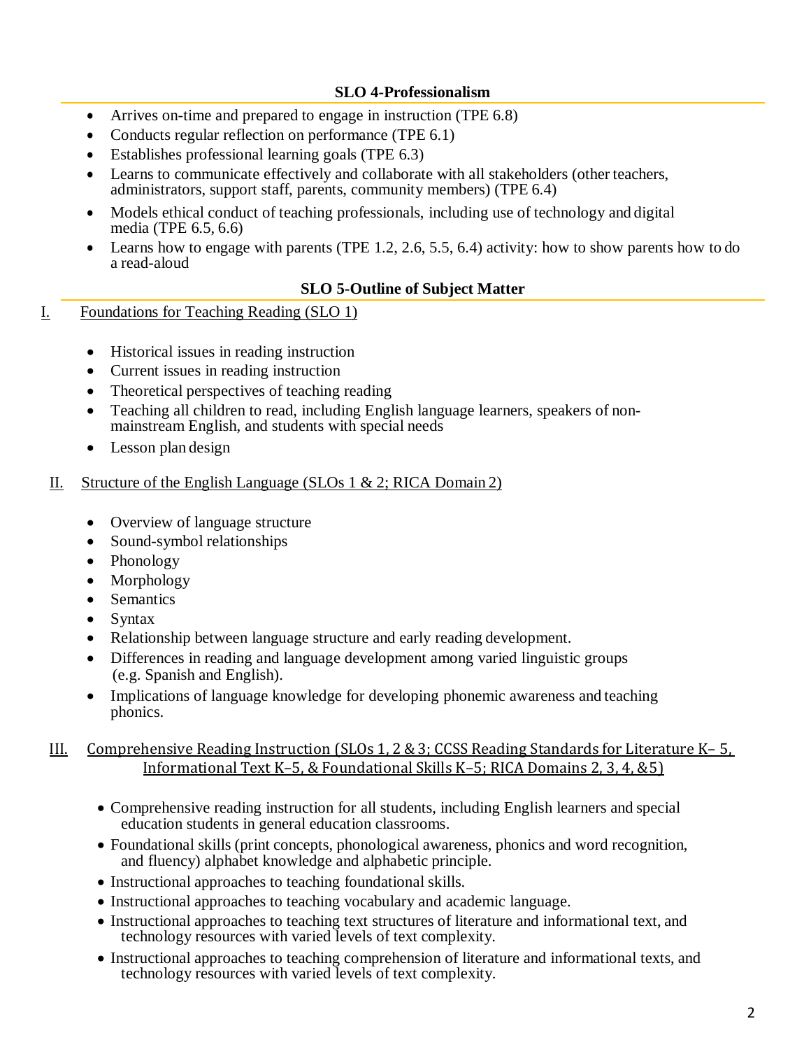### SLO 4-Professionalism

- Arrives on-time and prepared to engage in instruction (TPE 6.8)
- Conducts regular reflection on performance (TPE 6.1)
- Establishes professional learning goals (TPE 6.3)
- Learns to communicate effectively and collaborate with all stakeholders (other teachers, administrators, support staff, parents, community members) (TPE 6.4)
- Models ethical conduct of teaching professionals, including use of technology and digital media (TPE 6.5, 6.6)
- Learns how to engage with parents (TPE 1.2, 2.6, 5.5, 6.4) activity: how to show parents how to do a read-aloud

### SLO 5-Outline of Subject Matter

I. Foundations for Teaching Reading (SLO 1)

- Historical issues in reading instruction
- Current issues in reading instruction
- Theoretical perspectives of teaching reading
- Teaching all children to read, including English language learners, speakers of non-mainstream English, and students with special needs
- Lesson plan design

II. Structure of the English Language (SLOs 1 & 2; RICA Domain 2)

- Overview of language structure
- Sound-symbol relationships
- Phonology
- Morphology
- Semantics
- Syntax
- Relationship between language structure and early reading development.
- Differences in reading and language development among varied linguistic groups (e.g. Spanish and English).
- Implications of language knowledge for developing phonemic awareness and teaching phonics.

III. Comprehensive Reading Instruction (SLOs 1, 2 & 3; CCSS Reading Standards for Literature K– 5, Informational Text K–5, & Foundational Skills K–5; RICA Domains 2, 3, 4, &5)

- Comprehensive reading instruction for all students, including English learners and special education students in general education classrooms.
- Foundational skills (print concepts, phonological awareness, phonics and word recognition, and fluency) alphabet knowledge and alphabetic principle.
- Instructional approaches to teaching foundational skills.
- Instructional approaches to teaching vocabulary and academic language.
- Instructional approaches to teaching text structures of literature and informational text, and technology resources with varied levels of text complexity.
- Instructional approaches to teaching comprehension of literature and informational texts, and technology resources with varied levels of text complexity.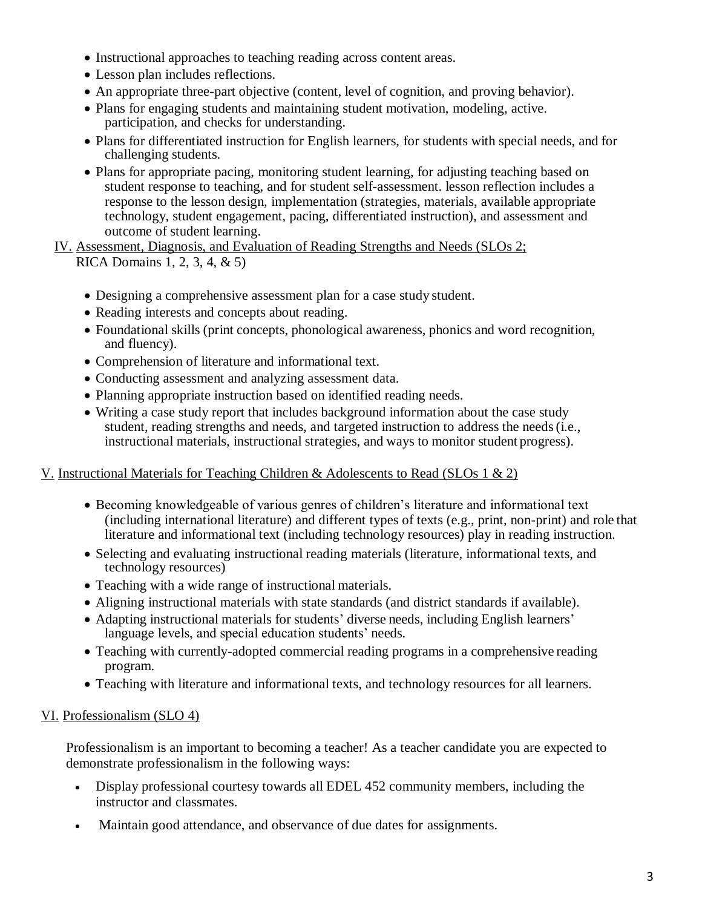- Instructional approaches to teaching reading across content areas.
- Lesson plan includes reflections.
- An appropriate three-part objective (content, level of cognition, and proving behavior).
- Plans for engaging students and maintaining student motivation, modeling, active. participation, and checks for understanding.
- Plans for differentiated instruction for English learners, for students with special needs, and for challenging students.
- Plans for appropriate pacing, monitoring student learning, for adjusting teaching based on student response to teaching, and for student self-assessment. lesson reflection includes a response to the lesson design, implementation (strategies, materials, available appropriate technology, student engagement, pacing, differentiated instruction), and assessment and outcome of student learning.

IV. Assessment, Diagnosis, and Evaluation of Reading Strengths and Needs (SLOs 2; RICA Domains 1, 2, 3, 4, & 5)

- Designing a comprehensive assessment plan for a case study student.
- Reading interests and concepts about reading.
- Foundational skills (print concepts, phonological awareness, phonics and word recognition, and fluency).
- Comprehension of literature and informational text.
- Conducting assessment and analyzing assessment data.
- Planning appropriate instruction based on identified reading needs.
- Writing a case study report that includes background information about the case study student, reading strengths and needs, and targeted instruction to address the needs (i.e., instructional materials, instructional strategies, and ways to monitor student progress).

V. Instructional Materials for Teaching Children & Adolescents to Read (SLOs 1 & 2)

- Becoming knowledgeable of various genres of children's literature and informational text (including international literature) and different types of texts (e.g., print, non-print) and role that literature and informational text (including technology resources) play in reading instruction.
- Selecting and evaluating instructional reading materials (literature, informational texts, and technology resources)
- Teaching with a wide range of instructional materials.
- Aligning instructional materials with state standards (and district standards if available).
- Adapting instructional materials for students' diverse needs, including English learners' language levels, and special education students' needs.
- Teaching with currently-adopted commercial reading programs in a comprehensive reading program.
- Teaching with literature and informational texts, and technology resources for all learners.

VI. Professionalism (SLO 4)

Professionalism is an important to becoming a teacher! As a teacher candidate you are expected to demonstrate professionalism in the following ways:

- Display professional courtesy towards all EDEL 452 community members, including the instructor and classmates.
- Maintain good attendance, and observance of due dates for assignments.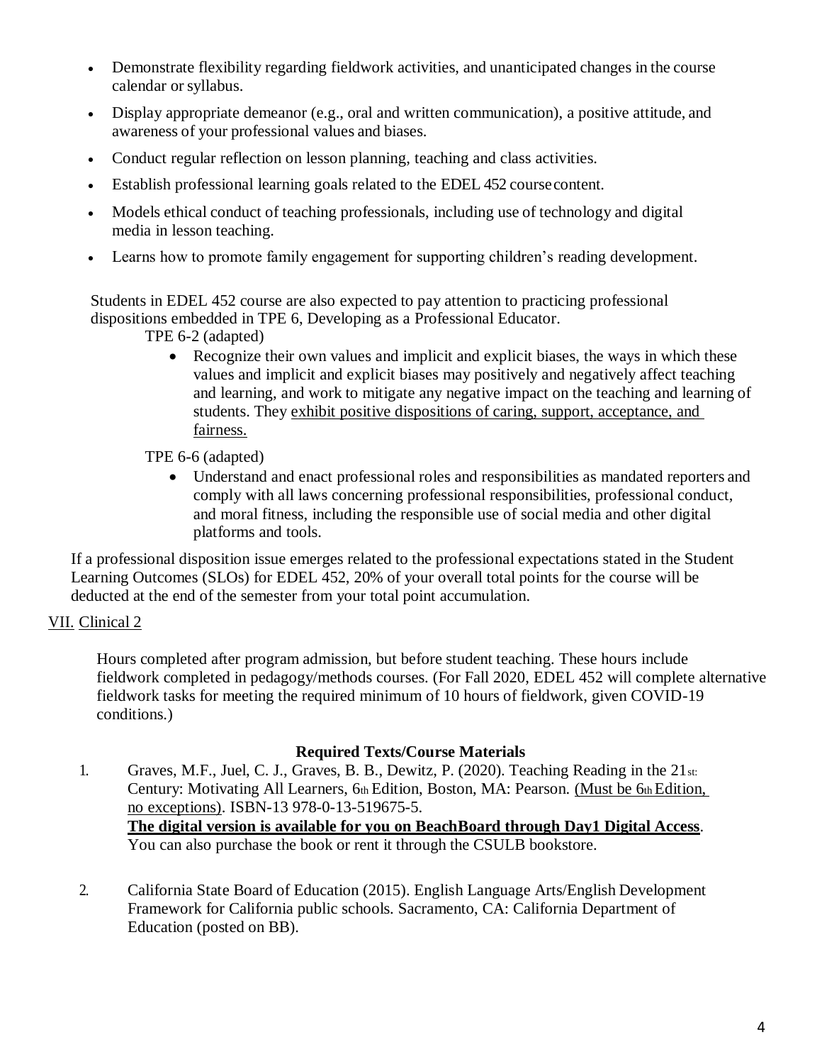- Demonstrate flexibility regarding fieldwork activities, and unanticipated changes in the course calendar or syllabus.
- Display appropriate demeanor (e.g., oral and written communication), a positive attitude, and awareness of your professional values and biases.
- Conduct regular reflection on lesson planning, teaching and class activities.
- Establish professional learning goals related to the EDEL 452 course content.
- Models ethical conduct of teaching professionals, including use of technology and digital media in lesson teaching.
- Learns how to promote family engagement for supporting children's reading development.

Students in EDEL 452 course are also expected to pay attention to practicing professional dispositions embedded in TPE 6, Developing as a Professional Educator.

TPE 6-2 (adapted)

- Recognize their own values and implicit and explicit biases, the ways in which these values and implicit and explicit biases may positively and negatively affect teaching and learning, and work to mitigate any negative impact on the teaching and learning of students. They <u>exhibit positive dispositions of caring, support, acceptance, and fairness.</u>

TPE 6-6 (adapted)

- Understand and enact professional roles and responsibilities as mandated reporters and comply with all laws concerning professional responsibilities, professional conduct, and moral fitness, including the responsible use of social media and other digital platforms and tools.

If a professional disposition issue emerges related to the professional expectations stated in the Student Learning Outcomes (SLOs) for EDEL 452, 20% of your overall total points for the course will be deducted at the end of the semester from your total point accumulation.

## VII. Clinical 2

Hours completed after program admission, but before student teaching. These hours include fieldwork completed in pedagogy/methods courses. (For Fall 2020, EDEL 452 will complete alternative fieldwork tasks for meeting the required minimum of 10 hours of fieldwork, given COVID-19 conditions.)

### Required Texts/Course Materials

1. Graves, M.F., Juel, C. J., Graves, B. B., Dewitz, P. (2020). Teaching Reading in the 21st Century: Motivating All Learners, 6th Edition, Boston, MA: Pearson. <u>(Must be 6th Edition, no exceptions)</u>. ISBN-13 978-0-13-519675-5.
   **<u>The digital version is available for you on BeachBoard through Day1 Digital Access</u>**. You can also purchase the book or rent it through the CSULB bookstore.

2. California State Board of Education (2015). English Language Arts/English Development Framework for California public schools. Sacramento, CA: California Department of Education (posted on BB).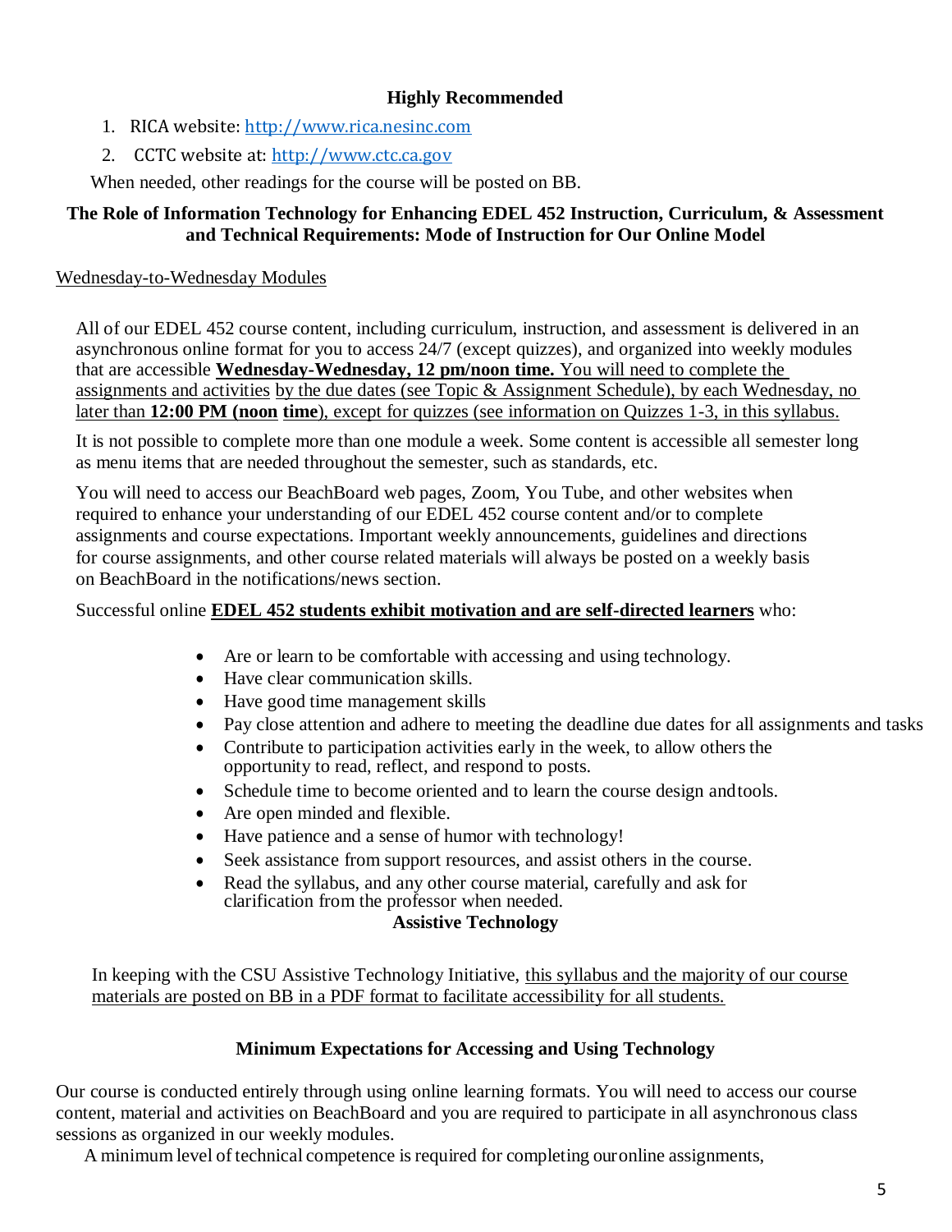**Highly Recommended**

1. RICA website: [http://www.rica.nesinc.com](http://www.rica.nesinc.com)
2. CCTC website at: [http://www.ctc.ca.gov](http://www.ctc.ca.gov)

When needed, other readings for the course will be posted on BB.

**The Role of Information Technology for Enhancing EDEL 452 Instruction, Curriculum, & Assessment and Technical Requirements: Mode of Instruction for Our Online Model**

Wednesday-to-Wednesday Modules

All of our EDEL 452 course content, including curriculum, instruction, and assessment is delivered in an asynchronous online format for you to access 24/7 (except quizzes), and organized into weekly modules that are accessible **Wednesday-Wednesday, 12 pm/noon time.** You will need to complete the assignments and activities by the due dates (see Topic & Assignment Schedule), by each Wednesday, no later than **12:00 PM (noon time**), except for quizzes (see information on Quizzes 1-3, in this syllabus.

It is not possible to complete more than one module a week. Some content is accessible all semester long as menu items that are needed throughout the semester, such as standards, etc.

You will need to access our BeachBoard web pages, Zoom, You Tube, and other websites when required to enhance your understanding of our EDEL 452 course content and/or to complete assignments and course expectations. Important weekly announcements, guidelines and directions for course assignments, and other course related materials will always be posted on a weekly basis on BeachBoard in the notifications/news section.

Successful online **EDEL 452 students exhibit motivation and are self-directed learners** who:

- Are or learn to be comfortable with accessing and using technology.
- Have clear communication skills.
- Have good time management skills
- Pay close attention and adhere to meeting the deadline due dates for all assignments and tasks
- Contribute to participation activities early in the week, to allow others the opportunity to read, reflect, and respond to posts.
- Schedule time to become oriented and to learn the course design and tools.
- Are open minded and flexible.
- Have patience and a sense of humor with technology!
- Seek assistance from support resources, and assist others in the course.
- Read the syllabus, and any other course material, carefully and ask for clarification from the professor when needed.

**Assistive Technology**

In keeping with the CSU Assistive Technology Initiative, this syllabus and the majority of our course materials are posted on BB in a PDF format to facilitate accessibility for all students.

**Minimum Expectations for Accessing and Using Technology**

Our course is conducted entirely through using online learning formats. You will need to access our course content, material and activities on BeachBoard and you are required to participate in all asynchronous class sessions as organized in our weekly modules.

A minimum level of technical competence is required for completing our online assignments,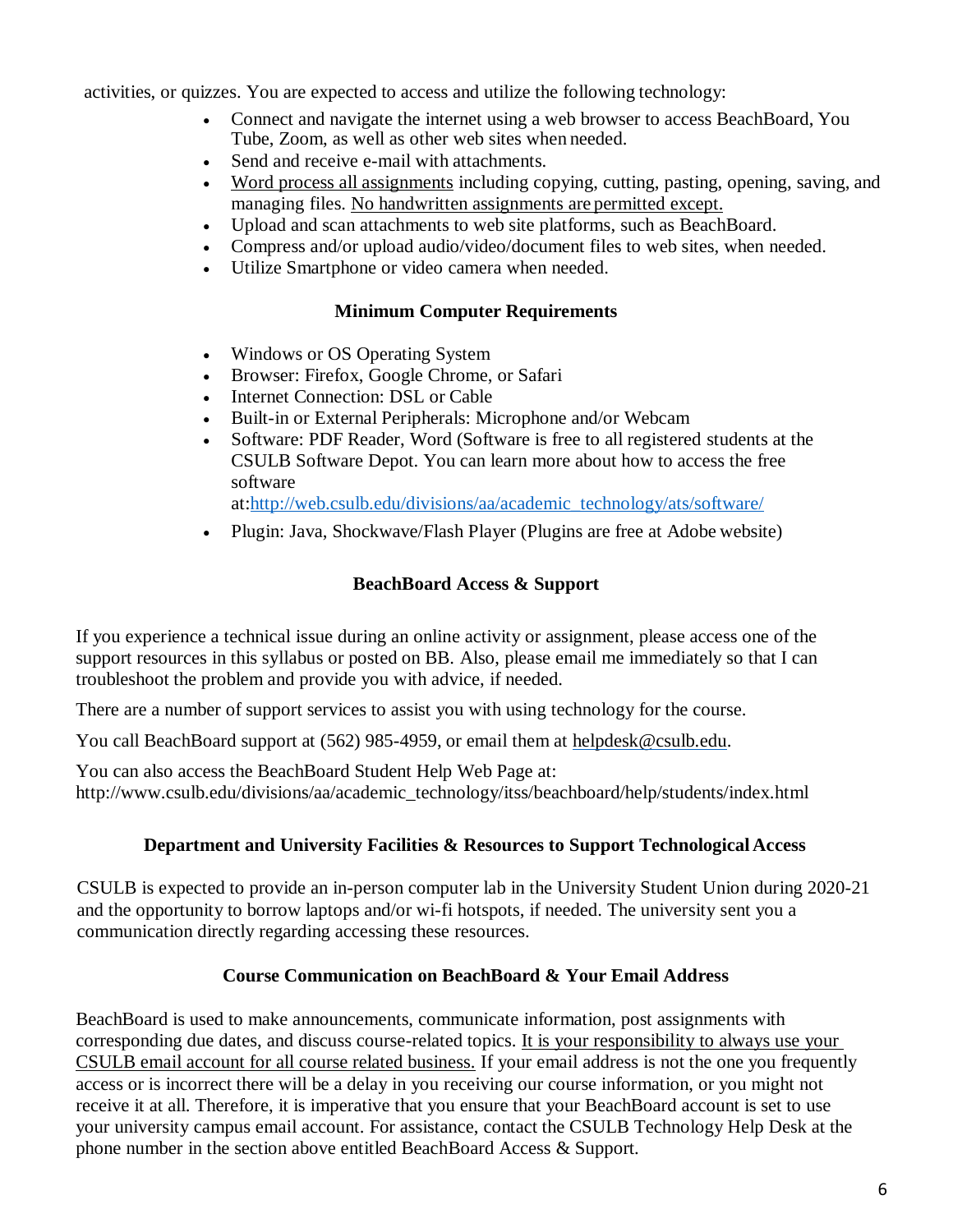activities, or quizzes. You are expected to access and utilize the following technology:

- Connect and navigate the internet using a web browser to access BeachBoard, You Tube, Zoom, as well as other web sites when needed.
- Send and receive e-mail with attachments.
- Word process all assignments including copying, cutting, pasting, opening, saving, and managing files. No handwritten assignments are permitted except.
- Upload and scan attachments to web site platforms, such as BeachBoard.
- Compress and/or upload audio/video/document files to web sites, when needed.
- Utilize Smartphone or video camera when needed.

### Minimum Computer Requirements

- Windows or OS Operating System
- Browser: Firefox, Google Chrome, or Safari
- Internet Connection: DSL or Cable
- Built-in or External Peripherals: Microphone and/or Webcam
- Software: PDF Reader, Word (Software is free to all registered students at the CSULB Software Depot. You can learn more about how to access the free software at:http://web.csulb.edu/divisions/aa/academic_technology/ats/software/
- Plugin: Java, Shockwave/Flash Player (Plugins are free at Adobe website)

### BeachBoard Access & Support

If you experience a technical issue during an online activity or assignment, please access one of the support resources in this syllabus or posted on BB. Also, please email me immediately so that I can troubleshoot the problem and provide you with advice, if needed.

There are a number of support services to assist you with using technology for the course.

You call BeachBoard support at (562) 985-4959, or email them at helpdesk@csulb.edu.

You can also access the BeachBoard Student Help Web Page at: http://www.csulb.edu/divisions/aa/academic_technology/itss/beachboard/help/students/index.html

### Department and University Facilities & Resources to Support Technological Access

CSULB is expected to provide an in-person computer lab in the University Student Union during 2020-21 and the opportunity to borrow laptops and/or wi-fi hotspots, if needed. The university sent you a communication directly regarding accessing these resources.

### Course Communication on BeachBoard & Your Email Address

BeachBoard is used to make announcements, communicate information, post assignments with corresponding due dates, and discuss course-related topics. It is your responsibility to always use your CSULB email account for all course related business. If your email address is not the one you frequently access or is incorrect there will be a delay in you receiving our course information, or you might not receive it at all. Therefore, it is imperative that you ensure that your BeachBoard account is set to use your university campus email account. For assistance, contact the CSULB Technology Help Desk at the phone number in the section above entitled BeachBoard Access & Support.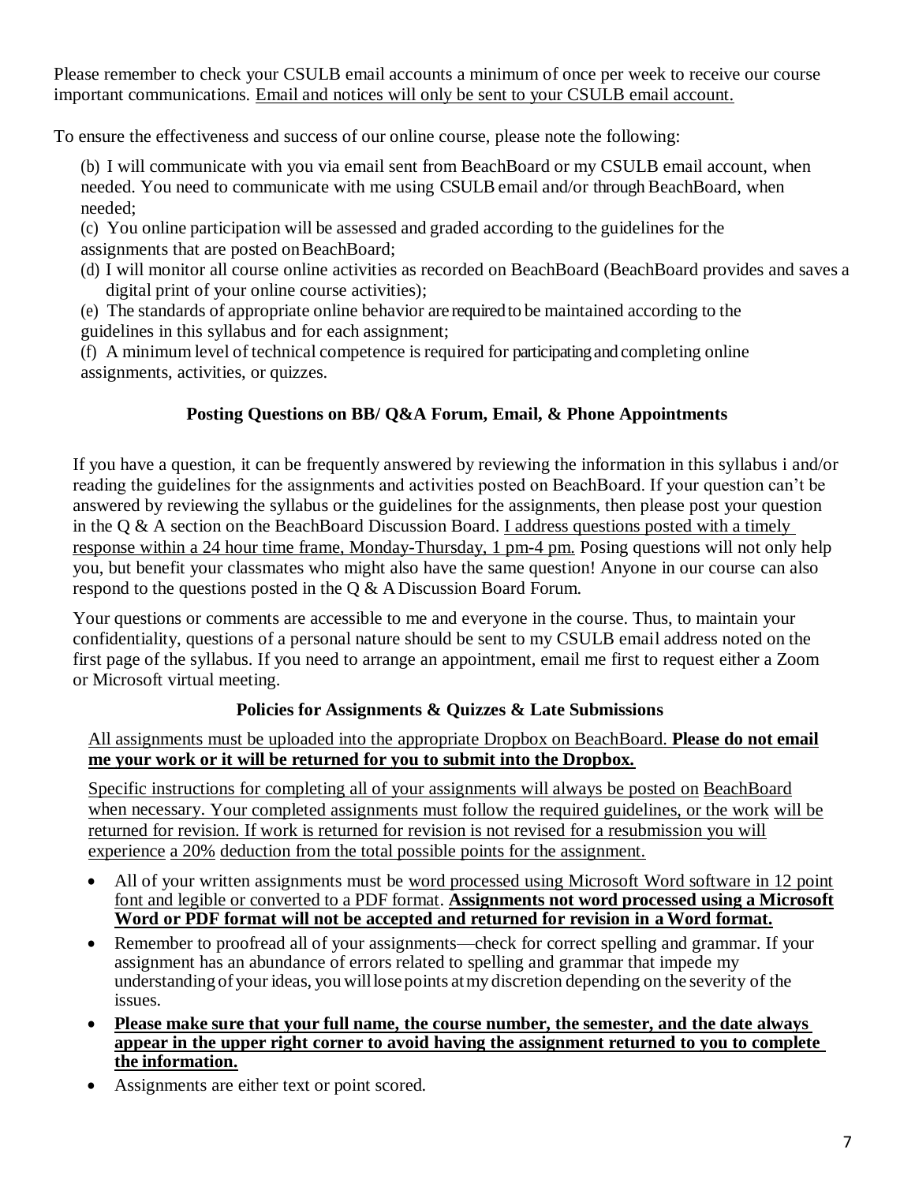Please remember to check your CSULB email accounts a minimum of once per week to receive our course important communications. Email and notices will only be sent to your CSULB email account.

To ensure the effectiveness and success of our online course, please note the following:

(b) I will communicate with you via email sent from BeachBoard or my CSULB email account, when needed. You need to communicate with me using CSULB email and/or through BeachBoard, when needed;

(c) You online participation will be assessed and graded according to the guidelines for the assignments that are posted on BeachBoard;

(d) I will monitor all course online activities as recorded on BeachBoard (BeachBoard provides and saves a digital print of your online course activities);

(e) The standards of appropriate online behavior are required to be maintained according to the guidelines in this syllabus and for each assignment;

(f) A minimum level of technical competence is required for participating and completing online assignments, activities, or quizzes.

### Posting Questions on BB/ Q&A Forum, Email, & Phone Appointments

If you have a question, it can be frequently answered by reviewing the information in this syllabus i and/or reading the guidelines for the assignments and activities posted on BeachBoard. If your question can't be answered by reviewing the syllabus or the guidelines for the assignments, then please post your question in the Q & A section on the BeachBoard Discussion Board. I address questions posted with a timely response within a 24 hour time frame, Monday-Thursday, 1 pm-4 pm. Posing questions will not only help you, but benefit your classmates who might also have the same question! Anyone in our course can also respond to the questions posted in the Q & A Discussion Board Forum.

Your questions or comments are accessible to me and everyone in the course. Thus, to maintain your confidentiality, questions of a personal nature should be sent to my CSULB email address noted on the first page of the syllabus. If you need to arrange an appointment, email me first to request either a Zoom or Microsoft virtual meeting.

### Policies for Assignments & Quizzes & Late Submissions

All assignments must be uploaded into the appropriate Dropbox on BeachBoard. **Please do not email me your work or it will be returned for you to submit into the Dropbox.**

Specific instructions for completing all of your assignments will always be posted on BeachBoard when necessary. Your completed assignments must follow the required guidelines, or the work will be returned for revision. If work is returned for revision is not revised for a resubmission you will experience a 20% deduction from the total possible points for the assignment.

- All of your written assignments must be word processed using Microsoft Word software in 12 point font and legible or converted to a PDF format. **Assignments not word processed using a Microsoft Word or PDF format will not be accepted and returned for revision in a Word format.**
- Remember to proofread all of your assignments—check for correct spelling and grammar. If your assignment has an abundance of errors related to spelling and grammar that impede my understanding of your ideas, you will lose points at my discretion depending on the severity of the issues.
- **Please make sure that your full name, the course number, the semester, and the date always appear in the upper right corner to avoid having the assignment returned to you to complete the information.**
- Assignments are either text or point scored.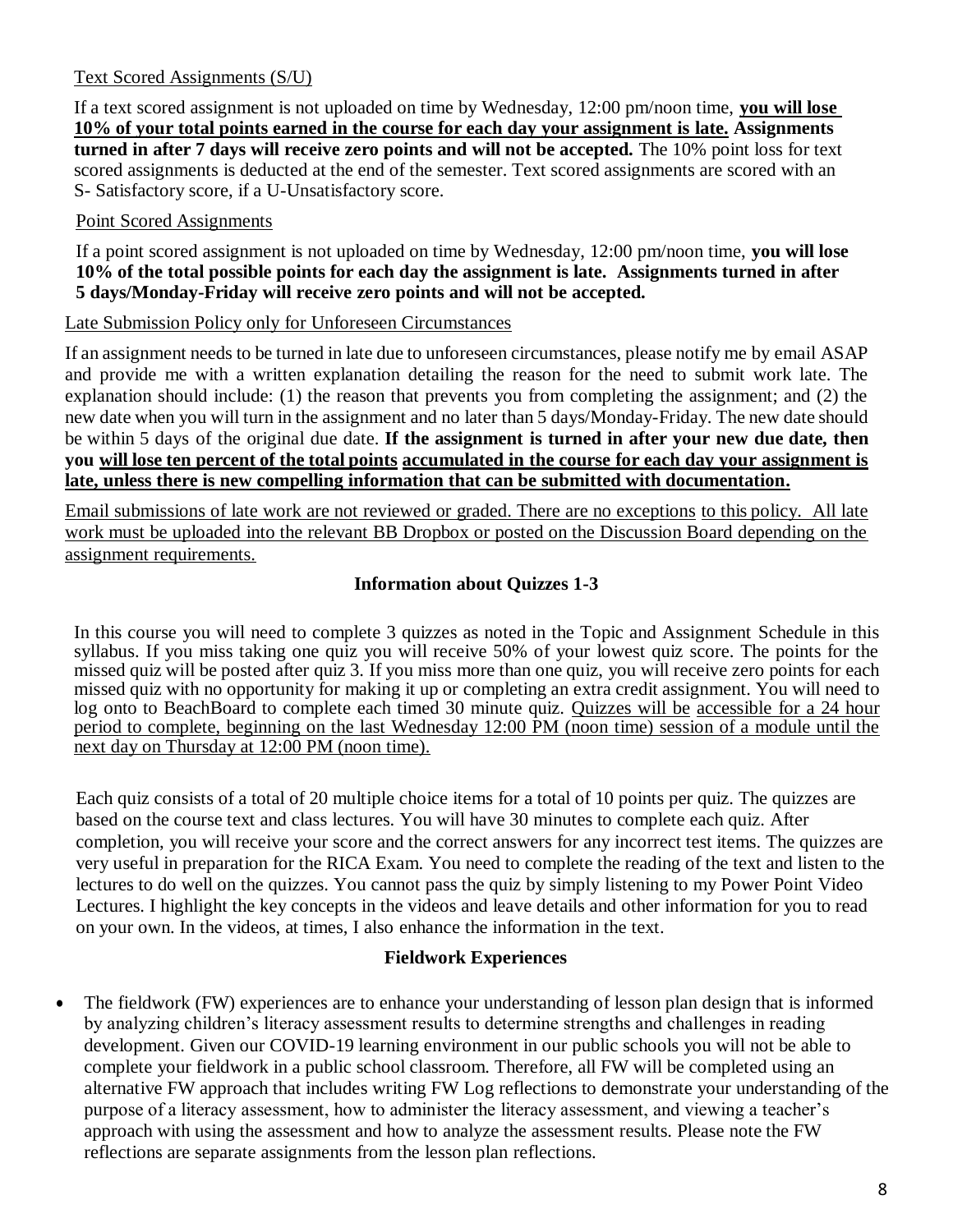Text Scored Assignments (S/U)

If a text scored assignment is not uploaded on time by Wednesday, 12:00 pm/noon time, **you will lose 10% of your total points earned in the course for each day your assignment is late. Assignments turned in after 7 days will receive zero points and will not be accepted.** The 10% point loss for text scored assignments is deducted at the end of the semester. Text scored assignments are scored with an S- Satisfactory score, if a U-Unsatisfactory score.

Point Scored Assignments

If a point scored assignment is not uploaded on time by Wednesday, 12:00 pm/noon time, **you will lose 10% of the total possible points for each day the assignment is late. Assignments turned in after 5 days/Monday-Friday will receive zero points and will not be accepted.**

Late Submission Policy only for Unforeseen Circumstances

If an assignment needs to be turned in late due to unforeseen circumstances, please notify me by email ASAP and provide me with a written explanation detailing the reason for the need to submit work late. The explanation should include: (1) the reason that prevents you from completing the assignment; and (2) the new date when you will turn in the assignment and no later than 5 days/Monday-Friday. The new date should be within 5 days of the original due date. **If the assignment is turned in after your new due date, then you will lose ten percent of the total points accumulated in the course for each day your assignment is late, unless there is new compelling information that can be submitted with documentation.**

Email submissions of late work are not reviewed or graded. There are no exceptions to this policy. All late work must be uploaded into the relevant BB Dropbox or posted on the Discussion Board depending on the assignment requirements.

## Information about Quizzes 1-3

In this course you will need to complete 3 quizzes as noted in the Topic and Assignment Schedule in this syllabus. If you miss taking one quiz you will receive 50% of your lowest quiz score. The points for the missed quiz will be posted after quiz 3. If you miss more than one quiz, you will receive zero points for each missed quiz with no opportunity for making it up or completing an extra credit assignment. You will need to log onto to BeachBoard to complete each timed 30 minute quiz. Quizzes will be accessible for a 24 hour period to complete, beginning on the last Wednesday 12:00 PM (noon time) session of a module until the next day on Thursday at 12:00 PM (noon time).

Each quiz consists of a total of 20 multiple choice items for a total of 10 points per quiz. The quizzes are based on the course text and class lectures. You will have 30 minutes to complete each quiz. After completion, you will receive your score and the correct answers for any incorrect test items. The quizzes are very useful in preparation for the RICA Exam. You need to complete the reading of the text and listen to the lectures to do well on the quizzes. You cannot pass the quiz by simply listening to my Power Point Video Lectures. I highlight the key concepts in the videos and leave details and other information for you to read on your own. In the videos, at times, I also enhance the information in the text.

## Fieldwork Experiences

- The fieldwork (FW) experiences are to enhance your understanding of lesson plan design that is informed by analyzing children's literacy assessment results to determine strengths and challenges in reading development. Given our COVID-19 learning environment in our public schools you will not be able to complete your fieldwork in a public school classroom. Therefore, all FW will be completed using an alternative FW approach that includes writing FW Log reflections to demonstrate your understanding of the purpose of a literacy assessment, how to administer the literacy assessment, and viewing a teacher's approach with using the assessment and how to analyze the assessment results. Please note the FW reflections are separate assignments from the lesson plan reflections.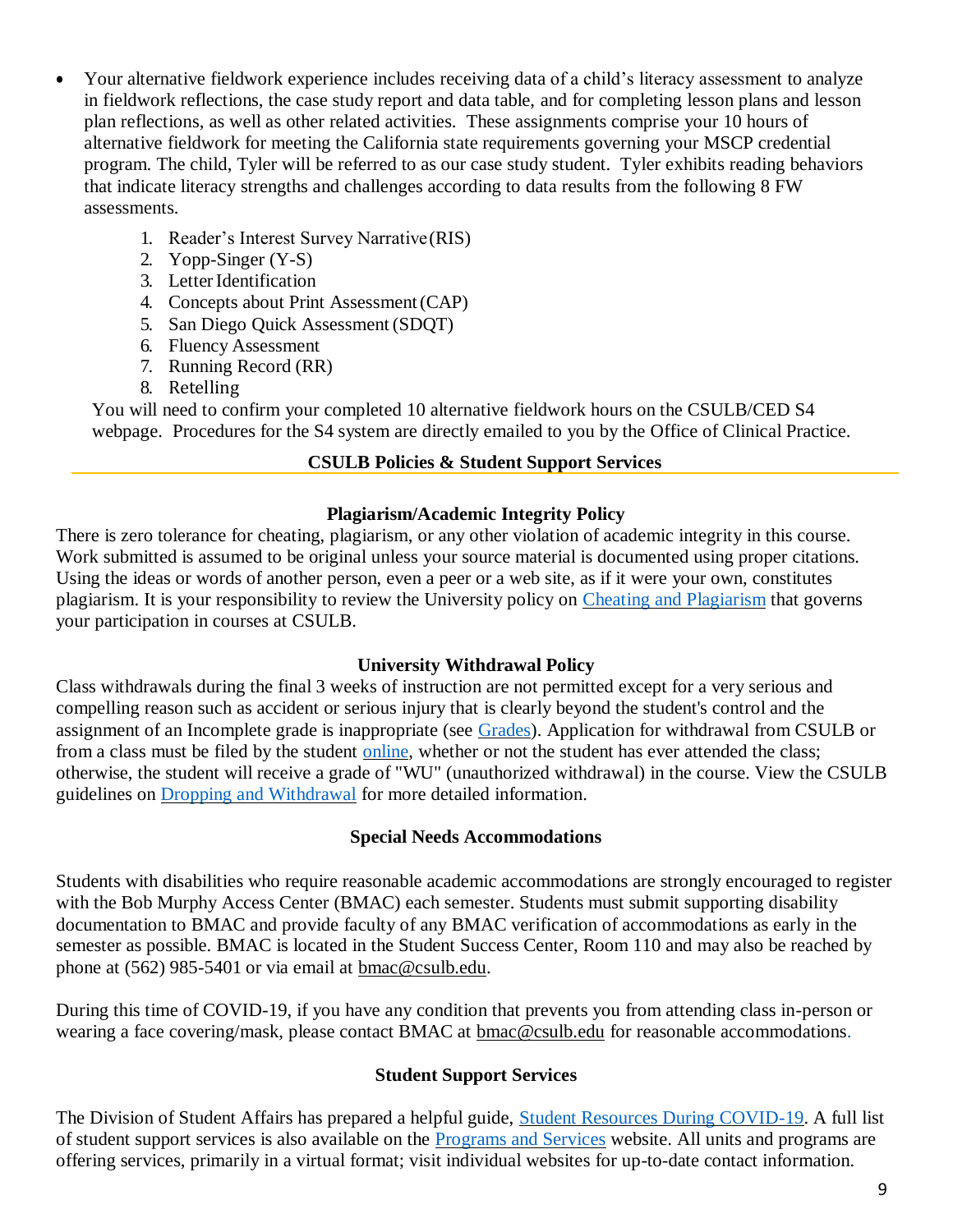- Your alternative fieldwork experience includes receiving data of a child's literacy assessment to analyze in fieldwork reflections, the case study report and data table, and for completing lesson plans and lesson plan reflections, as well as other related activities. These assignments comprise your 10 hours of alternative fieldwork for meeting the California state requirements governing your MSCP credential program. The child, Tyler will be referred to as our case study student. Tyler exhibits reading behaviors that indicate literacy strengths and challenges according to data results from the following 8 FW assessments.
  1. Reader's Interest Survey Narrative (RIS)
  2. Yopp-Singer (Y-S)
  3. Letter Identification
  4. Concepts about Print Assessment (CAP)
  5. San Diego Quick Assessment (SDQT)
  6. Fluency Assessment
  7. Running Record (RR)
  8. Retelling

  You will need to confirm your completed 10 alternative fieldwork hours on the CSULB/CED S4 webpage. Procedures for the S4 system are directly emailed to you by the Office of Clinical Practice.

## CSULB Policies & Student Support Services

### Plagiarism/Academic Integrity Policy

There is zero tolerance for cheating, plagiarism, or any other violation of academic integrity in this course. Work submitted is assumed to be original unless your source material is documented using proper citations. Using the ideas or words of another person, even a peer or a web site, as if it were your own, constitutes plagiarism. It is your responsibility to review the University policy on Cheating and Plagiarism that governs your participation in courses at CSULB.

### University Withdrawal Policy

Class withdrawals during the final 3 weeks of instruction are not permitted except for a very serious and compelling reason such as accident or serious injury that is clearly beyond the student's control and the assignment of an Incomplete grade is inappropriate (see Grades). Application for withdrawal from CSULB or from a class must be filed by the student online, whether or not the student has ever attended the class; otherwise, the student will receive a grade of "WU" (unauthorized withdrawal) in the course. View the CSULB guidelines on Dropping and Withdrawal for more detailed information.

### Special Needs Accommodations

Students with disabilities who require reasonable academic accommodations are strongly encouraged to register with the Bob Murphy Access Center (BMAC) each semester. Students must submit supporting disability documentation to BMAC and provide faculty of any BMAC verification of accommodations as early in the semester as possible. BMAC is located in the Student Success Center, Room 110 and may also be reached by phone at (562) 985-5401 or via email at bmac@csulb.edu.

During this time of COVID-19, if you have any condition that prevents you from attending class in-person or wearing a face covering/mask, please contact BMAC at bmac@csulb.edu for reasonable accommodations.

### Student Support Services

The Division of Student Affairs has prepared a helpful guide, Student Resources During COVID-19. A full list of student support services is also available on the Programs and Services website. All units and programs are offering services, primarily in a virtual format; visit individual websites for up-to-date contact information.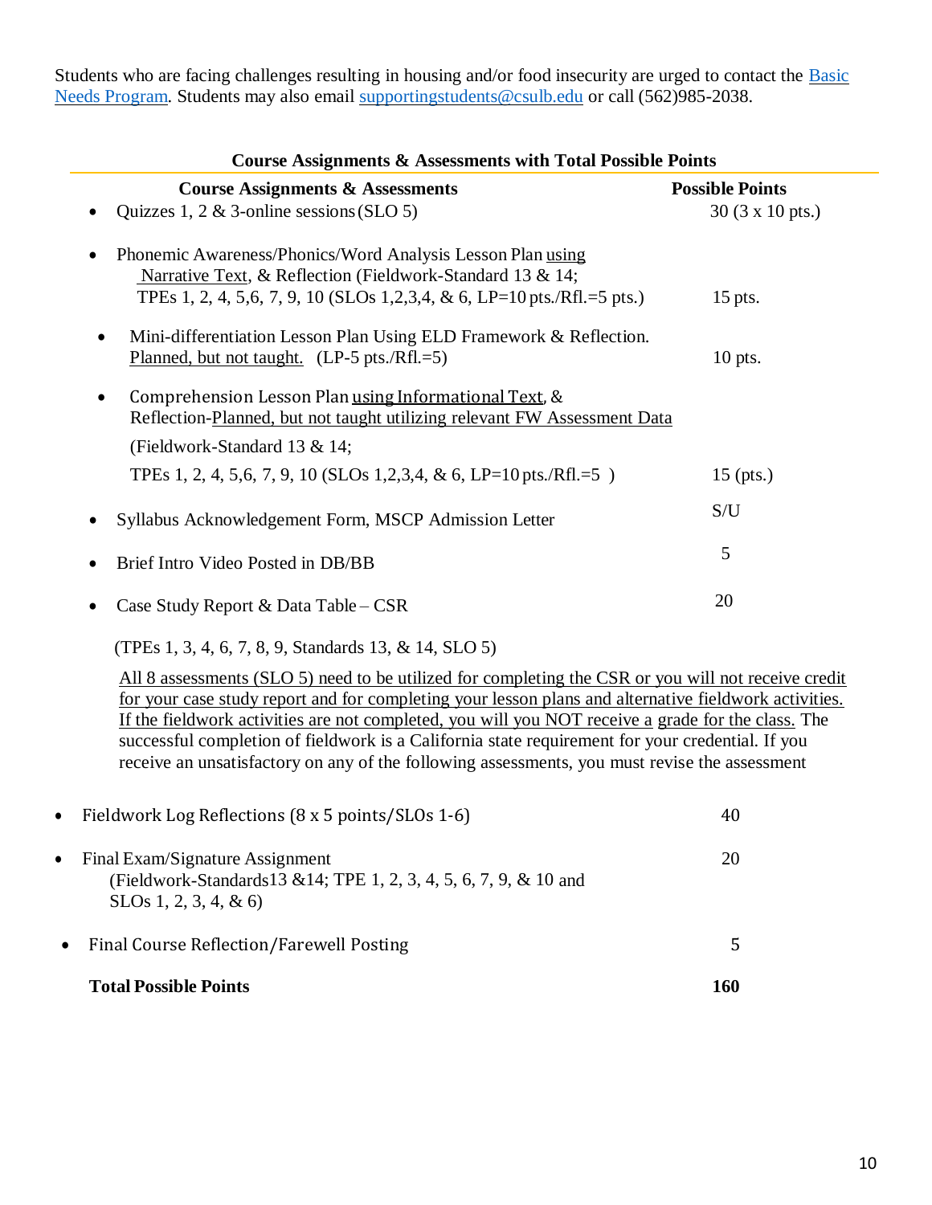Students who are facing challenges resulting in housing and/or food insecurity are urged to contact the Basic Needs Program. Students may also email supportingstudents@csulb.edu or call (562)985-2038.

**Course Assignments & Assessments with Total Possible Points**

| Course Assignments & Assessments | Possible Points |
|---|---|
| • Quizzes 1, 2 & 3-online sessions (SLO 5) | 30 (3 x 10 pts.) |
| • Phonemic Awareness/Phonics/Word Analysis Lesson Plan using Narrative Text, & Reflection (Fieldwork-Standard 13 & 14; TPEs 1, 2, 4, 5,6, 7, 9, 10 (SLOs 1,2,3,4, & 6, LP=10 pts./Rfl.=5 pts.) | 15 pts. |
| • Mini-differentiation Lesson Plan Using ELD Framework & Reflection. Planned, but not taught. (LP-5 pts./Rfl.=5) | 10 pts. |
| • Comprehension Lesson Plan using Informational Text, & Reflection-Planned, but not taught utilizing relevant FW Assessment Data (Fieldwork-Standard 13 & 14; TPEs 1, 2, 4, 5,6, 7, 9, 10 (SLOs 1,2,3,4, & 6, LP=10 pts./Rfl.=5 ) | 15 (pts.) |
| • Syllabus Acknowledgement Form, MSCP Admission Letter | S/U |
| • Brief Intro Video Posted in DB/BB | 5 |
| • Case Study Report & Data Table – CSR (TPEs 1, 3, 4, 6, 7, 8, 9, Standards 13, & 14, SLO 5) | 20 |
| All 8 assessments (SLO 5) need to be utilized for completing the CSR or you will not receive credit for your case study report and for completing your lesson plans and alternative fieldwork activities. If the fieldwork activities are not completed, you will you NOT receive a grade for the class. The successful completion of fieldwork is a California state requirement for your credential. If you receive an unsatisfactory on any of the following assessments, you must revise the assessment | |
| • Fieldwork Log Reflections (8 x 5 points/SLOs 1-6) | 40 |
| • Final Exam/Signature Assignment (Fieldwork-Standards13 &14; TPE 1, 2, 3, 4, 5, 6, 7, 9, & 10 and SLOs 1, 2, 3, 4, & 6) | 20 |
| • Final Course Reflection/Farewell Posting | 5 |
| **Total Possible Points** | **160** |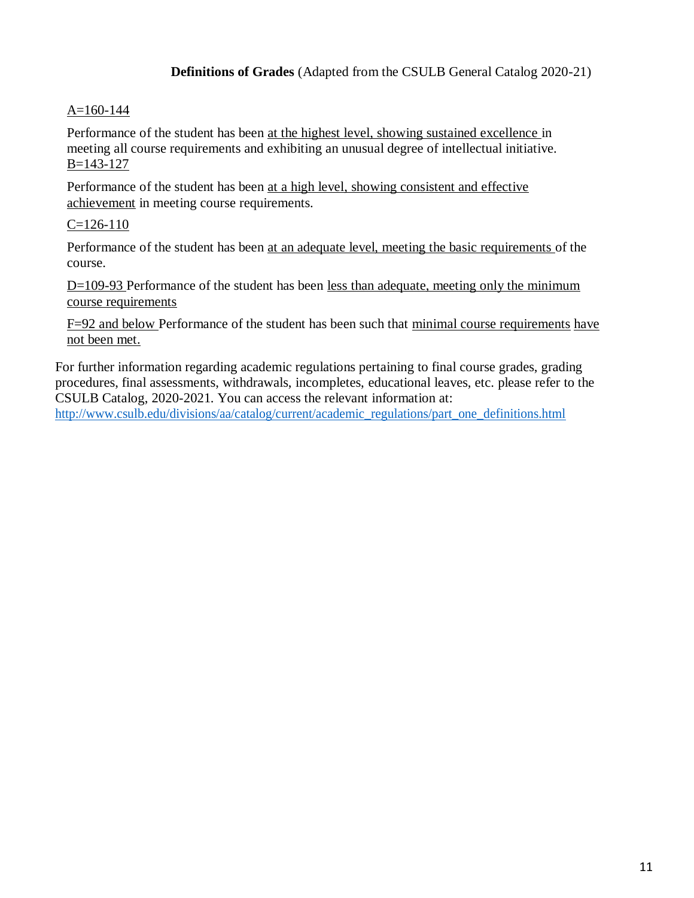**Definitions of Grades** (Adapted from the CSULB General Catalog 2020-21)

A=160-144

Performance of the student has been at the highest level, showing sustained excellence in meeting all course requirements and exhibiting an unusual degree of intellectual initiative.

B=143-127

Performance of the student has been at a high level, showing consistent and effective achievement in meeting course requirements.

C=126-110

Performance of the student has been at an adequate level, meeting the basic requirements of the course.

D=109-93 Performance of the student has been less than adequate, meeting only the minimum course requirements

F=92 and below Performance of the student has been such that minimal course requirements have not been met.

For further information regarding academic regulations pertaining to final course grades, grading procedures, final assessments, withdrawals, incompletes, educational leaves, etc. please refer to the CSULB Catalog, 2020-2021. You can access the relevant information at: http://www.csulb.edu/divisions/aa/catalog/current/academic_regulations/part_one_definitions.html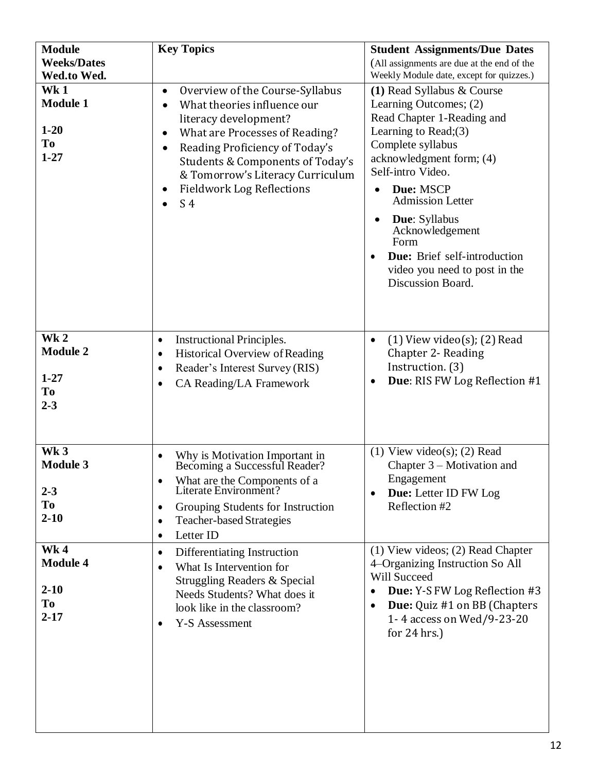| Module Weeks/Dates Wed.to Wed. | Key Topics | Student Assignments/Due Dates (All assignments are due at the end of the Weekly Module date, except for quizzes.) |
|---|---|---|
| **Wk 1** **Module 1** **1-20 To 1-27** | • Overview of the Course-Syllabus<br>• What theories influence our literacy development?<br>• What are Processes of Reading?<br>• Reading Proficiency of Today's Students & Components of Today's & Tomorrow's Literacy Curriculum<br>• Fieldwork Log Reflections<br>• S 4 | **(1)** Read Syllabus & Course Learning Outcomes; (2) Read Chapter 1-Reading and Learning to Read;(3) Complete syllabus acknowledgment form; (4) Self-intro Video.<br>• **Due:** MSCP Admission Letter<br>• **Due**: Syllabus Acknowledgement Form<br>• **Due:** Brief self-introduction video you need to post in the Discussion Board. |
| **Wk 2** **Module 2** **1-27 To 2-3** | • Instructional Principles.<br>• Historical Overview of Reading<br>• Reader's Interest Survey (RIS)<br>• CA Reading/LA Framework | • (1) View video(s); (2) Read Chapter 2- Reading Instruction. (3)<br>• **Due**: RIS FW Log Reflection #1 |
| **Wk 3** **Module 3** **2-3 To 2-10** | • Why is Motivation Important in Becoming a Successful Reader?<br>• What are the Components of a Literate Environment?<br>• Grouping Students for Instruction<br>• Teacher-based Strategies<br>• Letter ID | (1) View video(s); (2) Read Chapter 3 – Motivation and Engagement<br>• **Due:** Letter ID FW Log Reflection #2 |
| **Wk 4** **Module 4** **2-10 To 2-17** | • Differentiating Instruction<br>• What Is Intervention for Struggling Readers & Special Needs Students? What does it look like in the classroom?<br>• Y-S Assessment | (1) View videos; (2) Read Chapter 4–Organizing Instruction So All Will Succeed<br>• **Due:** Y-S FW Log Reflection #3<br>• **Due:** Quiz #1 on BB (Chapters 1- 4 access on Wed/9-23-20 for 24 hrs.) |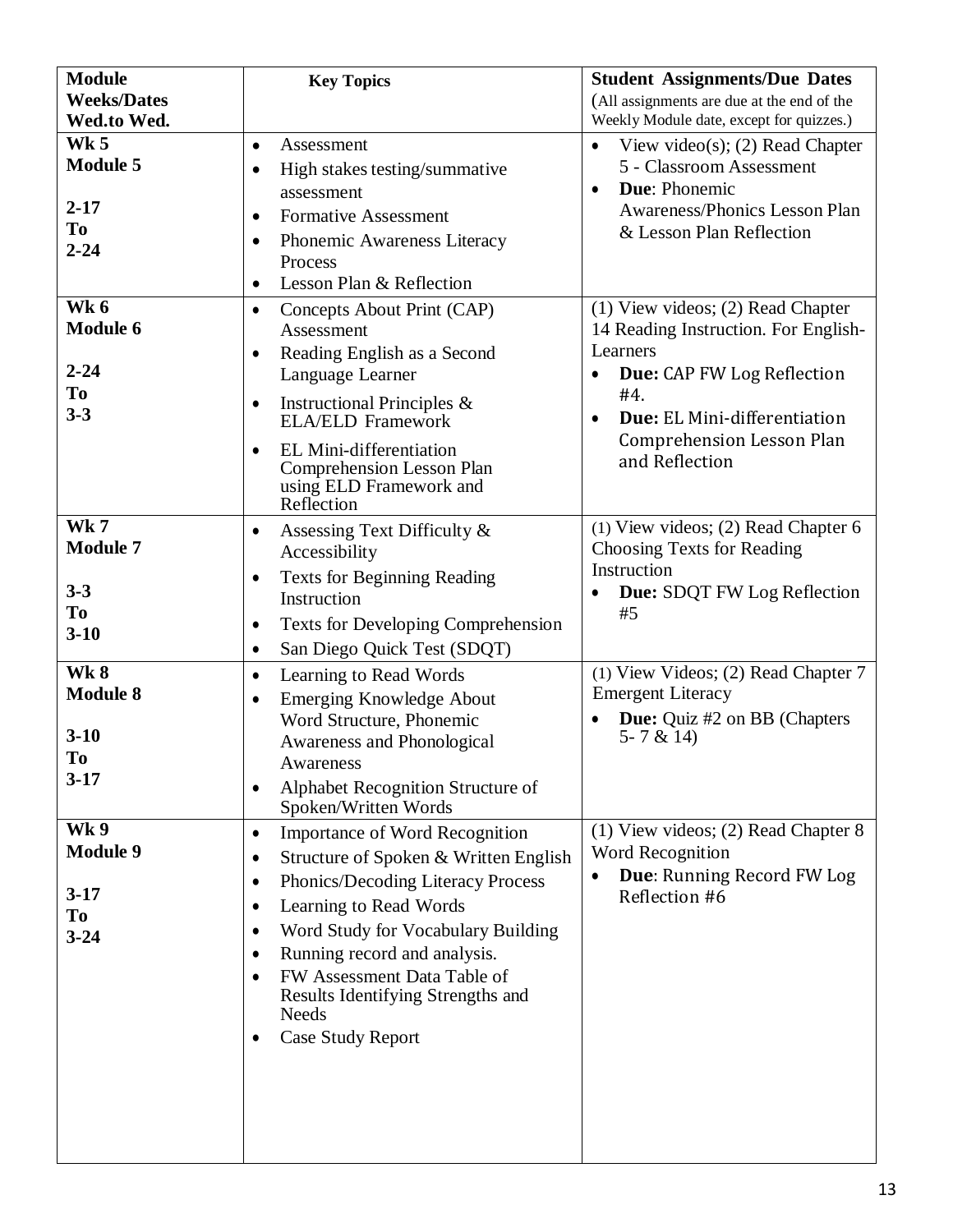| Module Weeks/Dates Wed.to Wed. | Key Topics | Student Assignments/Due Dates (All assignments are due at the end of the Weekly Module date, except for quizzes.) |
|---|---|---|
| **Wk 5** **Module 5** **2-17** **To** **2-24** | • Assessment • High stakes testing/summative assessment • Formative Assessment • Phonemic Awareness Literacy Process • Lesson Plan & Reflection | • View video(s); (2) Read Chapter 5 - Classroom Assessment • **Due**: Phonemic Awareness/Phonics Lesson Plan & Lesson Plan Reflection |
| **Wk 6** **Module 6** **2-24** **To** **3-3** | • Concepts About Print (CAP) Assessment • Reading English as a Second Language Learner • Instructional Principles & ELA/ELD Framework • EL Mini-differentiation Comprehension Lesson Plan using ELD Framework and Reflection | (1) View videos; (2) Read Chapter 14 Reading Instruction. For English-Learners • **Due:** CAP FW Log Reflection #4. • **Due:** EL Mini-differentiation Comprehension Lesson Plan and Reflection |
| **Wk 7** **Module 7** **3-3** **To** **3-10** | • Assessing Text Difficulty & Accessibility • Texts for Beginning Reading Instruction • Texts for Developing Comprehension • San Diego Quick Test (SDQT) | (1) View videos; (2) Read Chapter 6 Choosing Texts for Reading Instruction • **Due:** SDQT FW Log Reflection #5 |
| **Wk 8** **Module 8** **3-10** **To** **3-17** | • Learning to Read Words • Emerging Knowledge About Word Structure, Phonemic Awareness and Phonological Awareness • Alphabet Recognition Structure of Spoken/Written Words | (1) View Videos; (2) Read Chapter 7 Emergent Literacy • **Due:** Quiz #2 on BB (Chapters 5- 7 & 14) |
| **Wk 9** **Module 9** **3-17** **To** **3-24** | • Importance of Word Recognition • Structure of Spoken & Written English • Phonics/Decoding Literacy Process • Learning to Read Words • Word Study for Vocabulary Building • Running record and analysis. • FW Assessment Data Table of Results Identifying Strengths and Needs • Case Study Report | (1) View videos; (2) Read Chapter 8 Word Recognition • **Due**: Running Record FW Log Reflection #6 |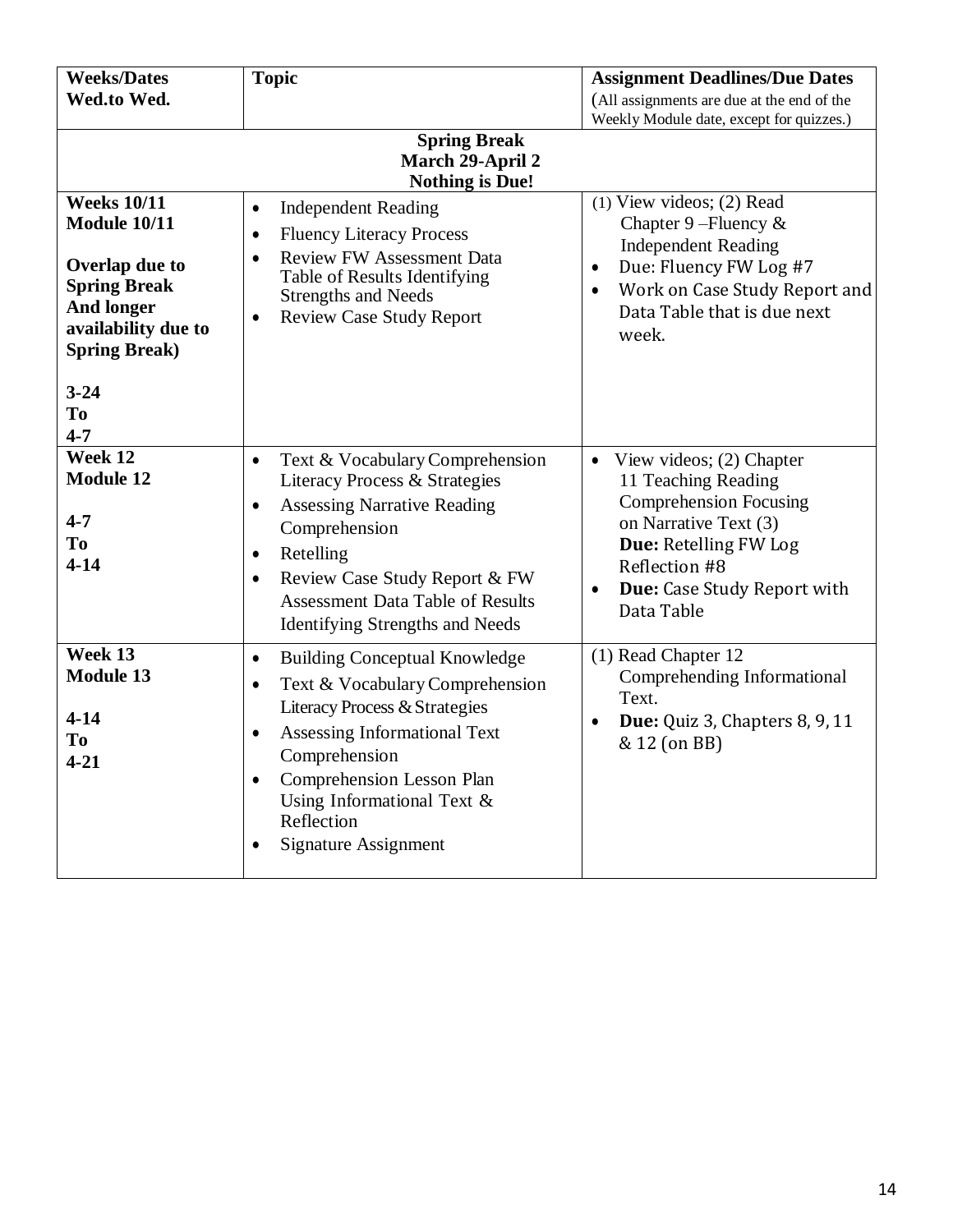| Weeks/Dates Wed.to Wed. | Topic | Assignment Deadlines/Due Dates (All assignments are due at the end of the Weekly Module date, except for quizzes.) |
|---|---|---|
| **Spring Break March 29-April 2 Nothing is Due!** | | |
| **Weeks 10/11 Module 10/11**<br><br>**Overlap due to Spring Break And longer availability due to Spring Break)**<br><br>**3-24 To 4-7** | • Independent Reading<br>• Fluency Literacy Process<br>• Review FW Assessment Data Table of Results Identifying Strengths and Needs<br>• Review Case Study Report | (1) View videos; (2) Read Chapter 9 –Fluency & Independent Reading<br>• Due: Fluency FW Log #7<br>• Work on Case Study Report and Data Table that is due next week. |
| **Week 12 Module 12**<br><br>**4-7 To 4-14** | • Text & Vocabulary Comprehension Literacy Process & Strategies<br>• Assessing Narrative Reading Comprehension<br>• Retelling<br>• Review Case Study Report & FW Assessment Data Table of Results Identifying Strengths and Needs | • View videos; (2) Chapter 11 Teaching Reading Comprehension Focusing on Narrative Text (3) **Due:** Retelling FW Log Reflection #8<br>• **Due:** Case Study Report with Data Table |
| **Week 13 Module 13**<br><br>**4-14 To 4-21** | • Building Conceptual Knowledge<br>• Text & Vocabulary Comprehension Literacy Process & Strategies<br>• Assessing Informational Text Comprehension<br>• Comprehension Lesson Plan Using Informational Text & Reflection<br>• Signature Assignment | (1) Read Chapter 12 Comprehending Informational Text.<br>• **Due:** Quiz 3, Chapters 8, 9, 11 & 12 (on BB) |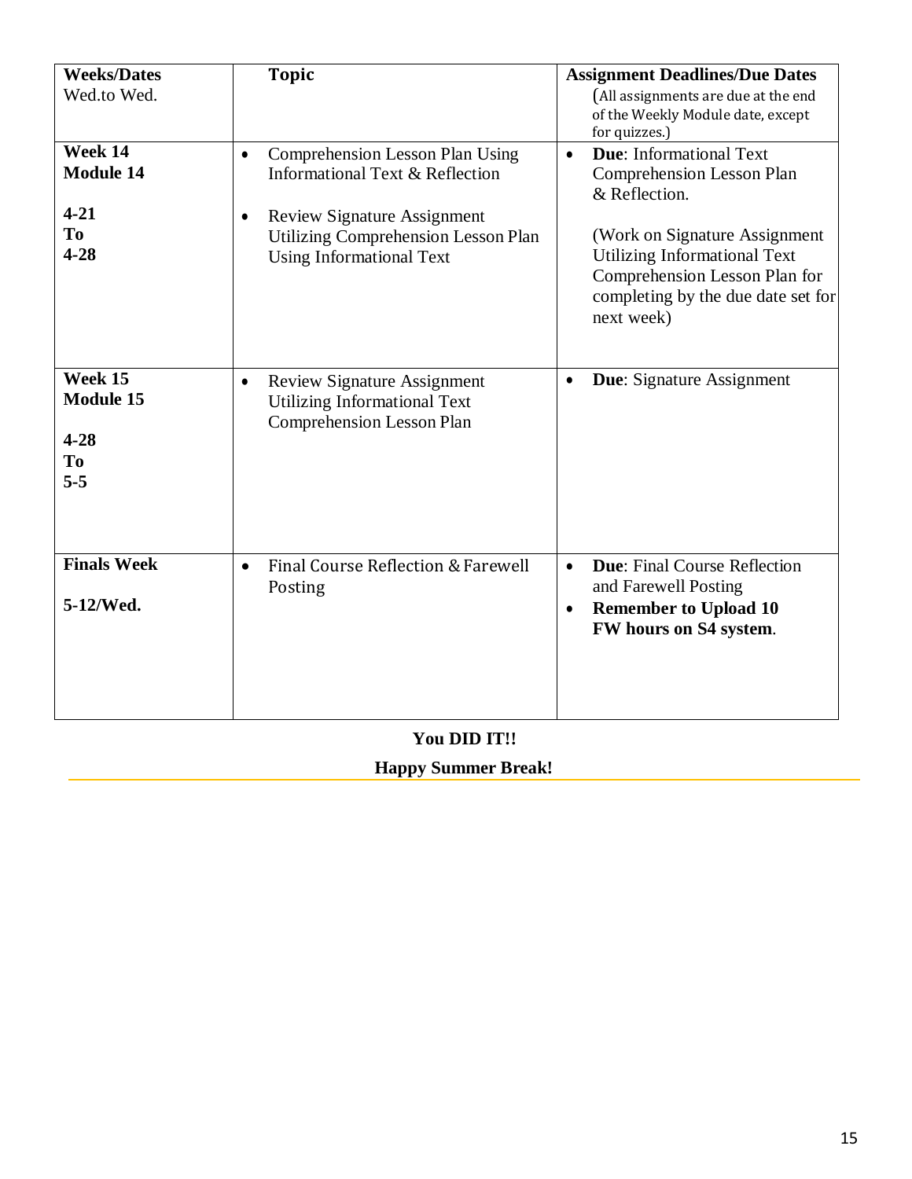| Weeks/Dates<br>Wed.to Wed. | Topic | Assignment Deadlines/Due Dates<br>(All assignments are due at the end of the Weekly Module date, except for quizzes.) |
|---|---|---|
| **Week 14**<br>**Module 14**<br><br>**4-21**<br>**To**<br>**4-28** | • Comprehension Lesson Plan Using Informational Text & Reflection<br>• Review Signature Assignment Utilizing Comprehension Lesson Plan Using Informational Text | • **Due**: Informational Text Comprehension Lesson Plan & Reflection.<br><br>(Work on Signature Assignment Utilizing Informational Text Comprehension Lesson Plan for completing by the due date set for next week) |
| **Week 15**<br>**Module 15**<br><br>**4-28**<br>**To**<br>**5-5** | • Review Signature Assignment Utilizing Informational Text Comprehension Lesson Plan | • **Due**: Signature Assignment |
| **Finals Week**<br><br>**5-12/Wed.** | • Final Course Reflection & Farewell Posting | • **Due**: Final Course Reflection and Farewell Posting<br>• **Remember to Upload 10 FW hours on S4 system**. |

**You DID IT!!**

**Happy Summer Break!**